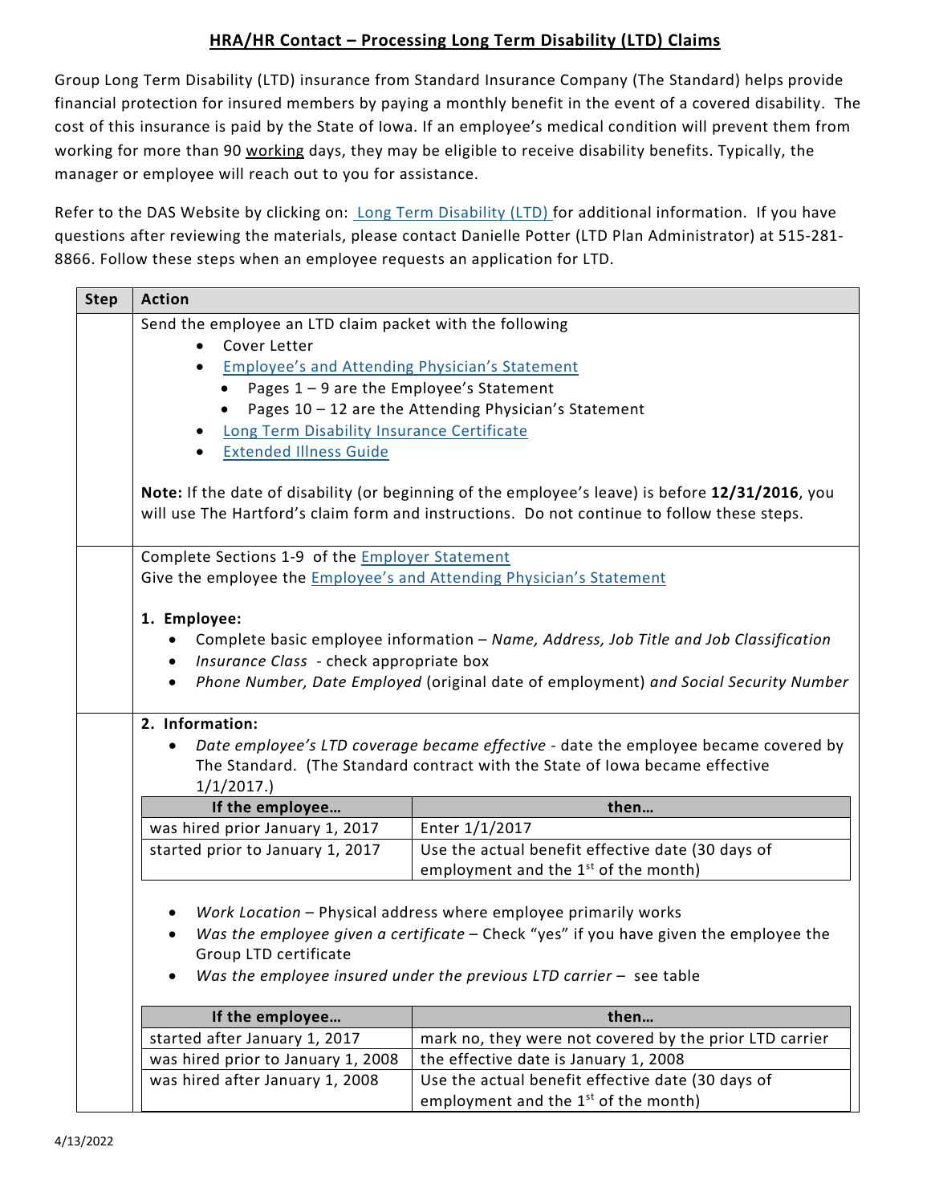# HRA/HR Contact – Processing Long Term Disability (LTD) Claims

Group Long Term Disability (LTD) insurance from Standard Insurance Company (The Standard) helps provide financial protection for insured members by paying a monthly benefit in the event of a covered disability. The cost of this insurance is paid by the State of Iowa. If an employee's medical condition will prevent them from working for more than 90 working days, they may be eligible to receive disability benefits. Typically, the manager or employee will reach out to you for assistance.

Refer to the DAS Website by clicking on: Long Term Disability (LTD) for additional information. If you have questions after reviewing the materials, please contact Danielle Potter (LTD Plan Administrator) at 515-281-8866. Follow these steps when an employee requests an application for LTD.

| Step | Action |
| --- | --- |
| | Send the employee an LTD claim packet with the following<br>• Cover Letter<br>• Employee's and Attending Physician's Statement<br>&nbsp;&nbsp;&nbsp;&nbsp;• Pages 1 – 9 are the Employee's Statement<br>&nbsp;&nbsp;&nbsp;&nbsp;• Pages 10 – 12 are the Attending Physician's Statement<br>• Long Term Disability Insurance Certificate<br>• Extended Illness Guide<br><br>**Note:** If the date of disability (or beginning of the employee's leave) is before **12/31/2016**, you will use The Hartford's claim form and instructions. Do not continue to follow these steps. |
| | Complete Sections 1-9 of the Employer Statement<br>Give the employee the Employee's and Attending Physician's Statement<br><br>**1. Employee:**<br>• Complete basic employee information – *Name, Address, Job Title and Job Classification*<br>• *Insurance Class* - check appropriate box<br>• *Phone Number, Date Employed* (original date of employment) *and Social Security Number* |
| | **2. Information:**<br>• *Date employee's LTD coverage became effective* - date the employee became covered by The Standard. (The Standard contract with the State of Iowa became effective 1/1/2017.)<br><br>**If the employee… → then…**<br>• was hired prior January 1, 2017 → Enter 1/1/2017<br>• started prior to January 1, 2017 → Use the actual benefit effective date (30 days of employment and the 1st of the month)<br><br>• *Work Location* – Physical address where employee primarily works<br>• *Was the employee given a certificate* – Check "yes" if you have given the employee the Group LTD certificate<br>• *Was the employee insured under the previous LTD carrier* – see table<br><br>**If the employee… → then…**<br>• started after January 1, 2017 → mark no, they were not covered by the prior LTD carrier<br>• was hired prior to January 1, 2008 → the effective date is January 1, 2008<br>• was hired after January 1, 2008 → Use the actual benefit effective date (30 days of employment and the 1st of the month) |

4/13/2022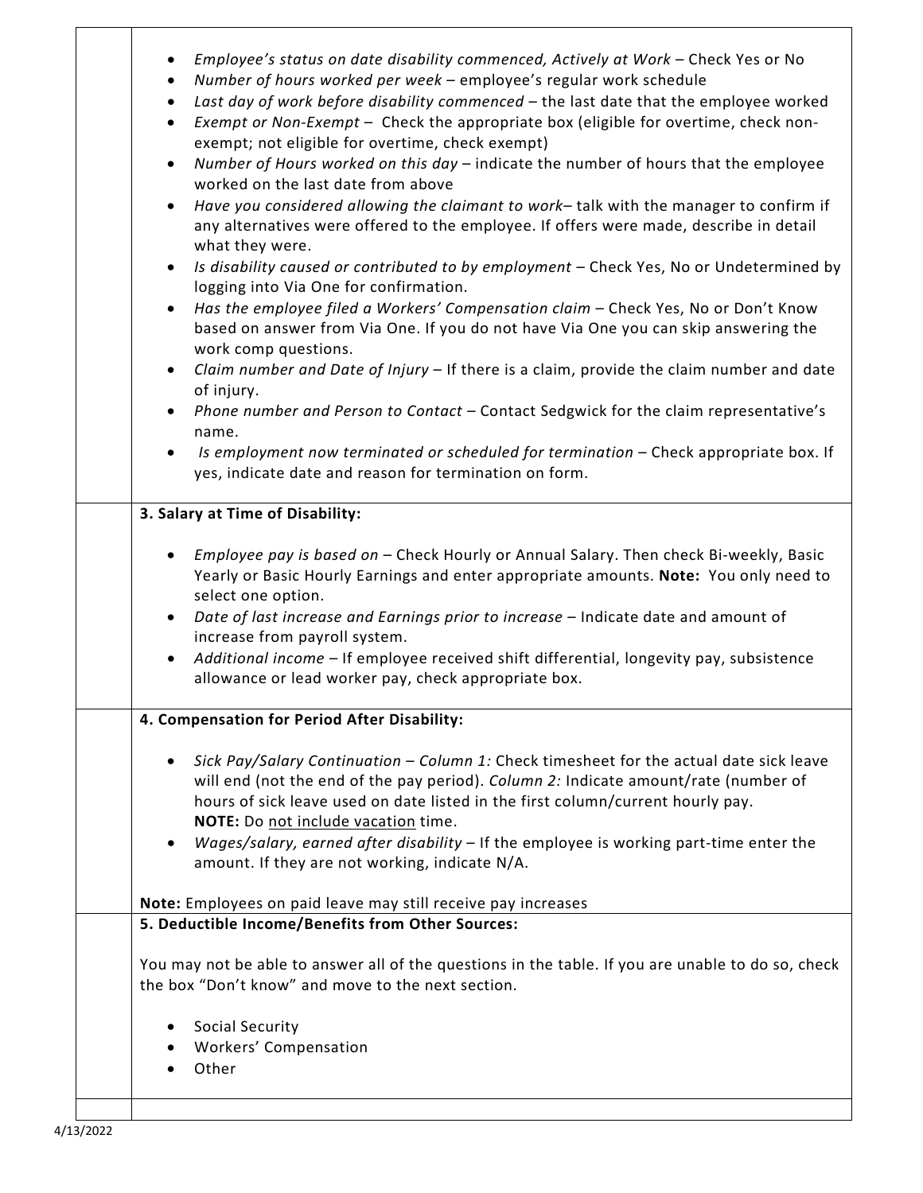- *Employee's status on date disability commenced, Actively at Work* – Check Yes or No
- *Number of hours worked per week* – employee's regular work schedule
- *Last day of work before disability commenced* – the last date that the employee worked
- *Exempt or Non-Exempt* – Check the appropriate box (eligible for overtime, check non-exempt; not eligible for overtime, check exempt)
- *Number of Hours worked on this day* – indicate the number of hours that the employee worked on the last date from above
- *Have you considered allowing the claimant to work*– talk with the manager to confirm if any alternatives were offered to the employee. If offers were made, describe in detail what they were.
- *Is disability caused or contributed to by employment* – Check Yes, No or Undetermined by logging into Via One for confirmation.
- *Has the employee filed a Workers' Compensation claim* – Check Yes, No or Don't Know based on answer from Via One. If you do not have Via One you can skip answering the work comp questions.
- *Claim number and Date of Injury* – If there is a claim, provide the claim number and date of injury.
- *Phone number and Person to Contact* – Contact Sedgwick for the claim representative's name.
- *Is employment now terminated or scheduled for termination* – Check appropriate box. If yes, indicate date and reason for termination on form.

**3. Salary at Time of Disability:**

- *Employee pay is based on* – Check Hourly or Annual Salary. Then check Bi-weekly, Basic Yearly or Basic Hourly Earnings and enter appropriate amounts. **Note:** You only need to select one option.
- *Date of last increase and Earnings prior to increase* – Indicate date and amount of increase from payroll system.
- *Additional income* – If employee received shift differential, longevity pay, subsistence allowance or lead worker pay, check appropriate box.

**4. Compensation for Period After Disability:**

- *Sick Pay/Salary Continuation – Column 1:* Check timesheet for the actual date sick leave will end (not the end of the pay period). *Column 2:* Indicate amount/rate (number of hours of sick leave used on date listed in the first column/current hourly pay.
  **NOTE:** Do <u>not include vacation</u> time.
- *Wages/salary, earned after disability* – If the employee is working part-time enter the amount. If they are not working, indicate N/A.

**Note:** Employees on paid leave may still receive pay increases

**5. Deductible Income/Benefits from Other Sources:**

You may not be able to answer all of the questions in the table. If you are unable to do so, check the box "Don't know" and move to the next section.

- Social Security
- Workers' Compensation
- Other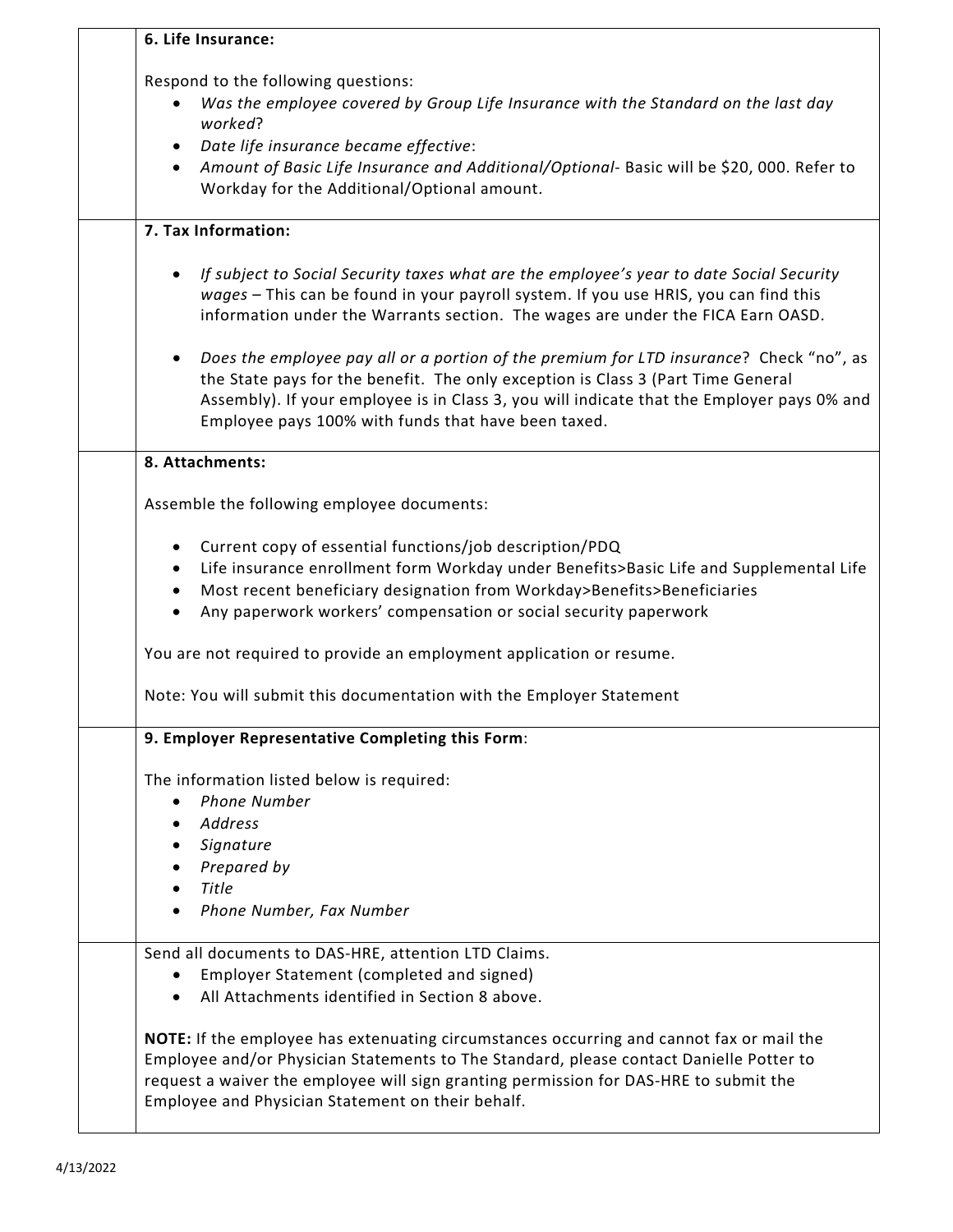| | |
|---|---|
| | **6. Life Insurance:**<br><br>Respond to the following questions:<br>• *Was the employee covered by Group Life Insurance with the Standard on the last day worked*?<br>• *Date life insurance became effective*:<br>• *Amount of Basic Life Insurance and Additional/Optional*- Basic will be $20, 000. Refer to Workday for the Additional/Optional amount. |
| | **7. Tax Information:**<br><br>• *If subject to Social Security taxes what are the employee's year to date Social Security wages* – This can be found in your payroll system. If you use HRIS, you can find this information under the Warrants section. The wages are under the FICA Earn OASD.<br><br>• *Does the employee pay all or a portion of the premium for LTD insurance*? Check "no", as the State pays for the benefit. The only exception is Class 3 (Part Time General Assembly). If your employee is in Class 3, you will indicate that the Employer pays 0% and Employee pays 100% with funds that have been taxed. |
| | **8. Attachments:**<br><br>Assemble the following employee documents:<br><br>• Current copy of essential functions/job description/PDQ<br>• Life insurance enrollment form Workday under Benefits>Basic Life and Supplemental Life<br>• Most recent beneficiary designation from Workday>Benefits>Beneficiaries<br>• Any paperwork workers' compensation or social security paperwork<br><br>You are not required to provide an employment application or resume.<br><br>Note: You will submit this documentation with the Employer Statement |
| | **9. Employer Representative Completing this Form**:<br><br>The information listed below is required:<br>• *Phone Number*<br>• *Address*<br>• *Signature*<br>• *Prepared by*<br>• *Title*<br>• *Phone Number, Fax Number* |
| | Send all documents to DAS-HRE, attention LTD Claims.<br>• Employer Statement (completed and signed)<br>• All Attachments identified in Section 8 above.<br><br>**NOTE:** If the employee has extenuating circumstances occurring and cannot fax or mail the Employee and/or Physician Statements to The Standard, please contact Danielle Potter to request a waiver the employee will sign granting permission for DAS-HRE to submit the Employee and Physician Statement on their behalf. |

4/13/2022